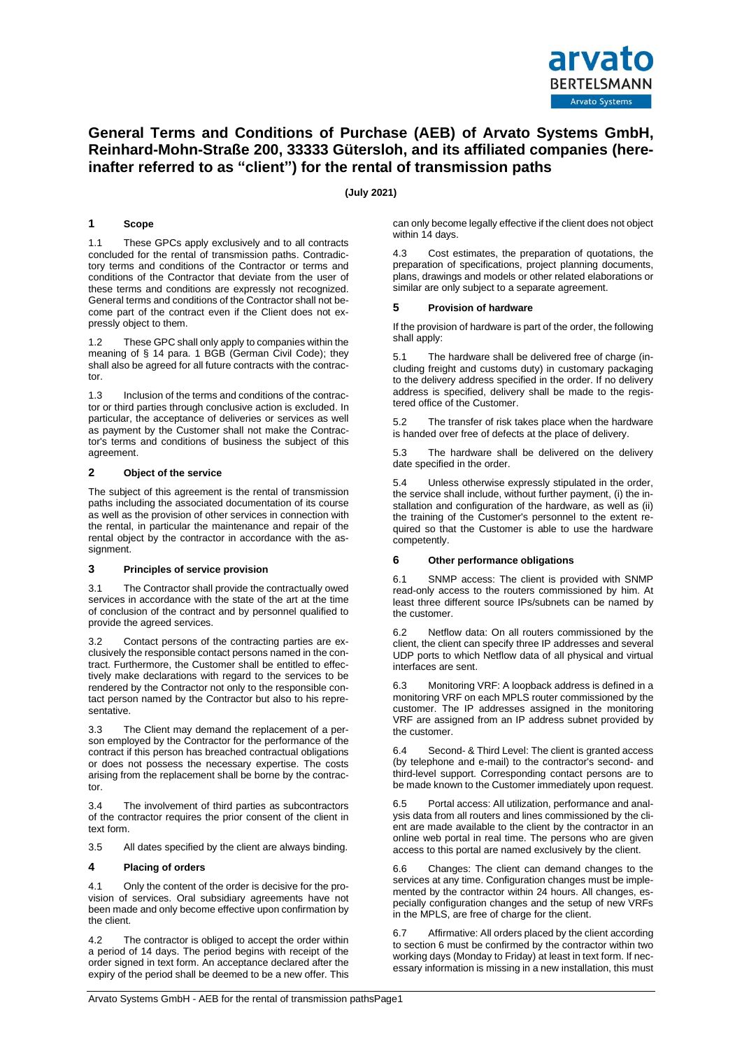# General Terms and Conditions of Purchase (AEB) of Arvato Systems GmbH, Reinhard-Mohn-Straße 200, 33333 Gütersloh, and its affiliated companies (hereinafter referred to as "client") for the rental of transmission paths

**(July 2021)**

## 1 Scope

1.1 These GPCs apply exclusively and to all contracts concluded for the rental of transmission paths. Contradictory terms and conditions of the Contractor or terms and conditions of the Contractor that deviate from the user of these terms and conditions are expressly not recognized. General terms and conditions of the Contractor shall not become part of the contract even if the Client does not expressly object to them.

1.2 These GPC shall only apply to companies within the meaning of § 14 para. 1 BGB (German Civil Code); they shall also be agreed for all future contracts with the contractor.

1.3 Inclusion of the terms and conditions of the contractor or third parties through conclusive action is excluded. In particular, the acceptance of deliveries or services as well as payment by the Customer shall not make the Contractor's terms and conditions of business the subject of this agreement.

## 2 Object of the service

The subject of this agreement is the rental of transmission paths including the associated documentation of its course as well as the provision of other services in connection with the rental, in particular the maintenance and repair of the rental object by the contractor in accordance with the assignment.

## 3 Principles of service provision

3.1 The Contractor shall provide the contractually owed services in accordance with the state of the art at the time of conclusion of the contract and by personnel qualified to provide the agreed services.

3.2 Contact persons of the contracting parties are exclusively the responsible contact persons named in the contract. Furthermore, the Customer shall be entitled to effectively make declarations with regard to the services to be rendered by the Contractor not only to the responsible contact person named by the Contractor but also to his representative.

3.3 The Client may demand the replacement of a person employed by the Contractor for the performance of the contract if this person has breached contractual obligations or does not possess the necessary expertise. The costs arising from the replacement shall be borne by the contractor.

3.4 The involvement of third parties as subcontractors of the contractor requires the prior consent of the client in text form.

3.5 All dates specified by the client are always binding.

## 4 Placing of orders

4.1 Only the content of the order is decisive for the provision of services. Oral subsidiary agreements have not been made and only become effective upon confirmation by the client.

4.2 The contractor is obliged to accept the order within a period of 14 days. The period begins with receipt of the order signed in text form. An acceptance declared after the expiry of the period shall be deemed to be a new offer. This can only become legally effective if the client does not object within 14 days.

4.3 Cost estimates, the preparation of quotations, the preparation of specifications, project planning documents, plans, drawings and models or other related elaborations or similar are only subject to a separate agreement.

## 5 Provision of hardware

If the provision of hardware is part of the order, the following shall apply:

5.1 The hardware shall be delivered free of charge (including freight and customs duty) in customary packaging to the delivery address specified in the order. If no delivery address is specified, delivery shall be made to the registered office of the Customer.

5.2 The transfer of risk takes place when the hardware is handed over free of defects at the place of delivery.

5.3 The hardware shall be delivered on the delivery date specified in the order.

5.4 Unless otherwise expressly stipulated in the order, the service shall include, without further payment, (i) the installation and configuration of the hardware, as well as (ii) the training of the Customer's personnel to the extent required so that the Customer is able to use the hardware competently.

## 6 Other performance obligations

6.1 SNMP access: The client is provided with SNMP read-only access to the routers commissioned by him. At least three different source IPs/subnets can be named by the customer.

6.2 Netflow data: On all routers commissioned by the client, the client can specify three IP addresses and several UDP ports to which Netflow data of all physical and virtual interfaces are sent.

6.3 Monitoring VRF: A loopback address is defined in a monitoring VRF on each MPLS router commissioned by the customer. The IP addresses assigned in the monitoring VRF are assigned from an IP address subnet provided by the customer.

6.4 Second- & Third Level: The client is granted access (by telephone and e-mail) to the contractor's second- and third-level support. Corresponding contact persons are to be made known to the Customer immediately upon request.

6.5 Portal access: All utilization, performance and analysis data from all routers and lines commissioned by the client are made available to the client by the contractor in an online web portal in real time. The persons who are given access to this portal are named exclusively by the client.

6.6 Changes: The client can demand changes to the services at any time. Configuration changes must be implemented by the contractor within 24 hours. All changes, especially configuration changes and the setup of new VRFs in the MPLS, are free of charge for the client.

6.7 Affirmative: All orders placed by the client according to section 6 must be confirmed by the contractor within two working days (Monday to Friday) at least in text form. If necessary information is missing in a new installation, this must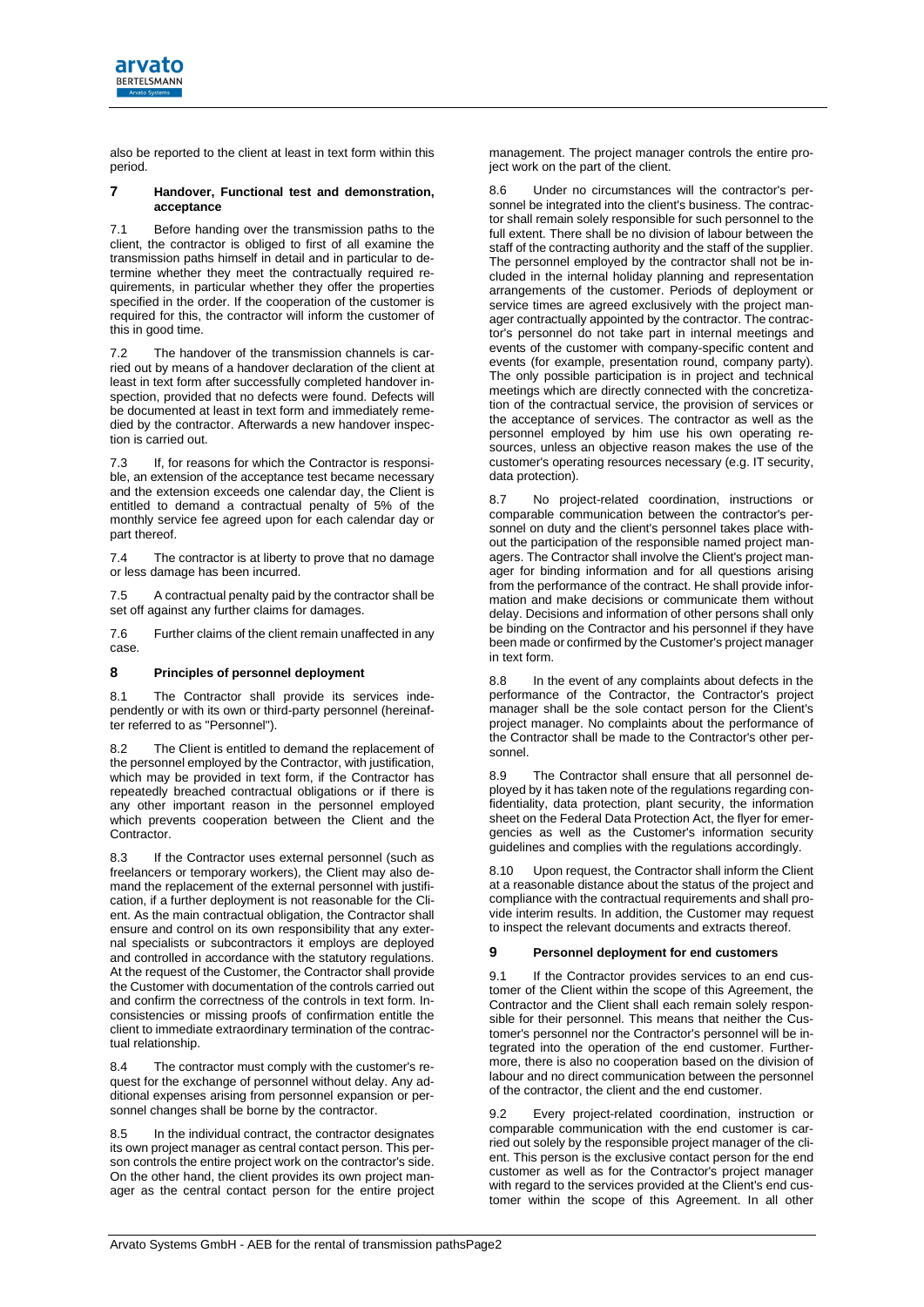also be reported to the client at least in text form within this period.

## 7 Handover, Functional test and demonstration, acceptance

7.1 Before handing over the transmission paths to the client, the contractor is obliged to first of all examine the transmission paths himself in detail and in particular to determine whether they meet the contractually required requirements, in particular whether they offer the properties specified in the order. If the cooperation of the customer is required for this, the contractor will inform the customer of this in good time.

7.2 The handover of the transmission channels is carried out by means of a handover declaration of the client at least in text form after successfully completed handover inspection, provided that no defects were found. Defects will be documented at least in text form and immediately remedied by the contractor. Afterwards a new handover inspection is carried out.

7.3 If, for reasons for which the Contractor is responsible, an extension of the acceptance test became necessary and the extension exceeds one calendar day, the Client is entitled to demand a contractual penalty of 5% of the monthly service fee agreed upon for each calendar day or part thereof.

7.4 The contractor is at liberty to prove that no damage or less damage has been incurred.

7.5 A contractual penalty paid by the contractor shall be set off against any further claims for damages.

7.6 Further claims of the client remain unaffected in any case.

## 8 Principles of personnel deployment

8.1 The Contractor shall provide its services independently or with its own or third-party personnel (hereinafter referred to as "Personnel").

8.2 The Client is entitled to demand the replacement of the personnel employed by the Contractor, with justification, which may be provided in text form, if the Contractor has repeatedly breached contractual obligations or if there is any other important reason in the personnel employed which prevents cooperation between the Client and the Contractor.

8.3 If the Contractor uses external personnel (such as freelancers or temporary workers), the Client may also demand the replacement of the external personnel with justification, if a further deployment is not reasonable for the Client. As the main contractual obligation, the Contractor shall ensure and control on its own responsibility that any external specialists or subcontractors it employs are deployed and controlled in accordance with the statutory regulations. At the request of the Customer, the Contractor shall provide the Customer with documentation of the controls carried out and confirm the correctness of the controls in text form. Inconsistencies or missing proofs of confirmation entitle the client to immediate extraordinary termination of the contractual relationship.

8.4 The contractor must comply with the customer's request for the exchange of personnel without delay. Any additional expenses arising from personnel expansion or personnel changes shall be borne by the contractor.

8.5 In the individual contract, the contractor designates its own project manager as central contact person. This person controls the entire project work on the contractor's side. On the other hand, the client provides its own project manager as the central contact person for the entire project management. The project manager controls the entire project work on the part of the client.

8.6 Under no circumstances will the contractor's personnel be integrated into the client's business. The contractor shall remain solely responsible for such personnel to the full extent. There shall be no division of labour between the staff of the contracting authority and the staff of the supplier. The personnel employed by the contractor shall not be included in the internal holiday planning and representation arrangements of the customer. Periods of deployment or service times are agreed exclusively with the project manager contractually appointed by the contractor. The contractor's personnel do not take part in internal meetings and events of the customer with company-specific content and events (for example, presentation round, company party). The only possible participation is in project and technical meetings which are directly connected with the concretization of the contractual service, the provision of services or the acceptance of services. The contractor as well as the personnel employed by him use his own operating resources, unless an objective reason makes the use of the customer's operating resources necessary (e.g. IT security, data protection).

8.7 No project-related coordination, instructions or comparable communication between the contractor's personnel on duty and the client's personnel takes place without the participation of the responsible named project managers. The Contractor shall involve the Client's project manager for binding information and for all questions arising from the performance of the contract. He shall provide information and make decisions or communicate them without delay. Decisions and information of other persons shall only be binding on the Contractor and his personnel if they have been made or confirmed by the Customer's project manager in text form.

8.8 In the event of any complaints about defects in the performance of the Contractor, the Contractor's project manager shall be the sole contact person for the Client's project manager. No complaints about the performance of the Contractor shall be made to the Contractor's other personnel.

8.9 The Contractor shall ensure that all personnel deployed by it has taken note of the regulations regarding confidentiality, data protection, plant security, the information sheet on the Federal Data Protection Act, the flyer for emergencies as well as the Customer's information security guidelines and complies with the regulations accordingly.

8.10 Upon request, the Contractor shall inform the Client at a reasonable distance about the status of the project and compliance with the contractual requirements and shall provide interim results. In addition, the Customer may request to inspect the relevant documents and extracts thereof.

## 9 Personnel deployment for end customers

9.1 If the Contractor provides services to an end customer of the Client within the scope of this Agreement, the Contractor and the Client shall each remain solely responsible for their personnel. This means that neither the Customer's personnel nor the Contractor's personnel will be integrated into the operation of the end customer. Furthermore, there is also no cooperation based on the division of labour and no direct communication between the personnel of the contractor, the client and the end customer.

9.2 Every project-related coordination, instruction or comparable communication with the end customer is carried out solely by the responsible project manager of the client. This person is the exclusive contact person for the end customer as well as for the Contractor's project manager with regard to the services provided at the Client's end customer within the scope of this Agreement. In all other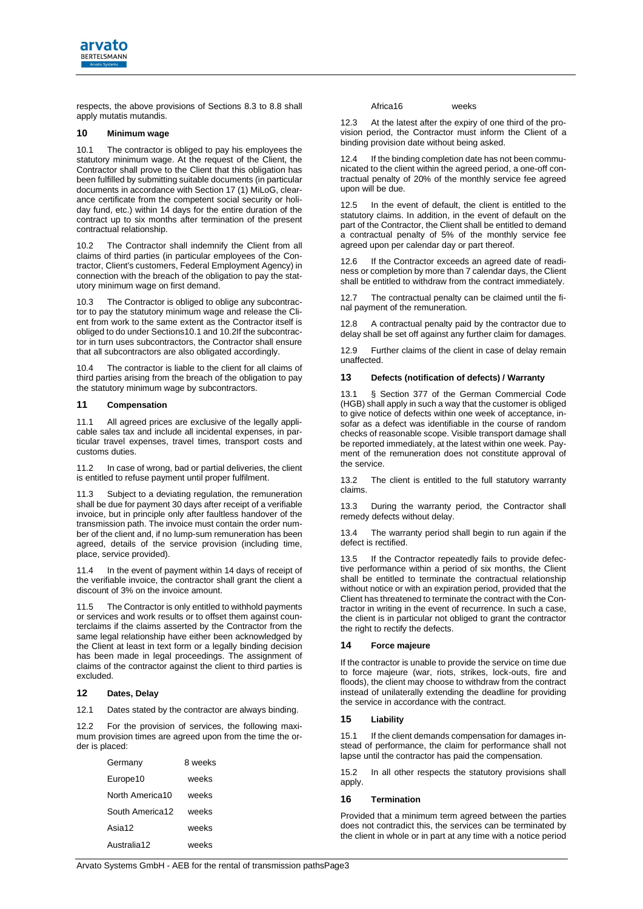respects, the above provisions of Sections 8.3 to 8.8 shall apply mutatis mutandis.

## 10 Minimum wage

10.1 The contractor is obliged to pay his employees the statutory minimum wage. At the request of the Client, the Contractor shall prove to the Client that this obligation has been fulfilled by submitting suitable documents (in particular documents in accordance with Section 17 (1) MiLoG, clearance certificate from the competent social security or holiday fund, etc.) within 14 days for the entire duration of the contract up to six months after termination of the present contractual relationship.

10.2 The Contractor shall indemnify the Client from all claims of third parties (in particular employees of the Contractor, Client's customers, Federal Employment Agency) in connection with the breach of the obligation to pay the statutory minimum wage on first demand.

10.3 The Contractor is obliged to oblige any subcontractor to pay the statutory minimum wage and release the Client from work to the same extent as the Contractor itself is obliged to do under Sections10.1 and 10.2If the subcontractor in turn uses subcontractors, the Contractor shall ensure that all subcontractors are also obligated accordingly.

10.4 The contractor is liable to the client for all claims of third parties arising from the breach of the obligation to pay the statutory minimum wage by subcontractors.

## 11 Compensation

11.1 All agreed prices are exclusive of the legally applicable sales tax and include all incidental expenses, in particular travel expenses, travel times, transport costs and customs duties.

11.2 In case of wrong, bad or partial deliveries, the client is entitled to refuse payment until proper fulfilment.

11.3 Subject to a deviating regulation, the remuneration shall be due for payment 30 days after receipt of a verifiable invoice, but in principle only after faultless handover of the transmission path. The invoice must contain the order number of the client and, if no lump-sum remuneration has been agreed, details of the service provision (including time, place, service provided).

11.4 In the event of payment within 14 days of receipt of the verifiable invoice, the contractor shall grant the client a discount of 3% on the invoice amount.

11.5 The Contractor is only entitled to withhold payments or services and work results or to offset them against counterclaims if the claims asserted by the Contractor from the same legal relationship have either been acknowledged by the Client at least in text form or a legally binding decision has been made in legal proceedings. The assignment of claims of the contractor against the client to third parties is excluded.

## 12 Dates, Delay

12.1 Dates stated by the contractor are always binding.

12.2 For the provision of services, the following maximum provision times are agreed upon from the time the order is placed:

| | |
|---|---|
| Germany | 8 weeks |
| Europe10 | weeks |
| North America10 | weeks |
| South America12 | weeks |
| Asia12 | weeks |
| Australia12 | weeks |
| Africa16 | weeks |

12.3 At the latest after the expiry of one third of the provision period, the Contractor must inform the Client of a binding provision date without being asked.

12.4 If the binding completion date has not been communicated to the client within the agreed period, a one-off contractual penalty of 20% of the monthly service fee agreed upon will be due.

12.5 In the event of default, the client is entitled to the statutory claims. In addition, in the event of default on the part of the Contractor, the Client shall be entitled to demand a contractual penalty of 5% of the monthly service fee agreed upon per calendar day or part thereof.

12.6 If the Contractor exceeds an agreed date of readiness or completion by more than 7 calendar days, the Client shall be entitled to withdraw from the contract immediately.

12.7 The contractual penalty can be claimed until the final payment of the remuneration.

12.8 A contractual penalty paid by the contractor due to delay shall be set off against any further claim for damages.

12.9 Further claims of the client in case of delay remain unaffected.

## 13 Defects (notification of defects) / Warranty

13.1 § Section 377 of the German Commercial Code (HGB) shall apply in such a way that the customer is obliged to give notice of defects within one week of acceptance, insofar as a defect was identifiable in the course of random checks of reasonable scope. Visible transport damage shall be reported immediately, at the latest within one week. Payment of the remuneration does not constitute approval of the service.

13.2 The client is entitled to the full statutory warranty claims.

13.3 During the warranty period, the Contractor shall remedy defects without delay.

13.4 The warranty period shall begin to run again if the defect is rectified.

13.5 If the Contractor repeatedly fails to provide defective performance within a period of six months, the Client shall be entitled to terminate the contractual relationship without notice or with an expiration period, provided that the Client has threatened to terminate the contract with the Contractor in writing in the event of recurrence. In such a case, the client is in particular not obliged to grant the contractor the right to rectify the defects.

## 14 Force majeure

If the contractor is unable to provide the service on time due to force majeure (war, riots, strikes, lock-outs, fire and floods), the client may choose to withdraw from the contract instead of unilaterally extending the deadline for providing the service in accordance with the contract.

## 15 Liability

15.1 If the client demands compensation for damages instead of performance, the claim for performance shall not lapse until the contractor has paid the compensation.

15.2 In all other respects the statutory provisions shall apply.

## 16 Termination

Provided that a minimum term agreed between the parties does not contradict this, the services can be terminated by the client in whole or in part at any time with a notice period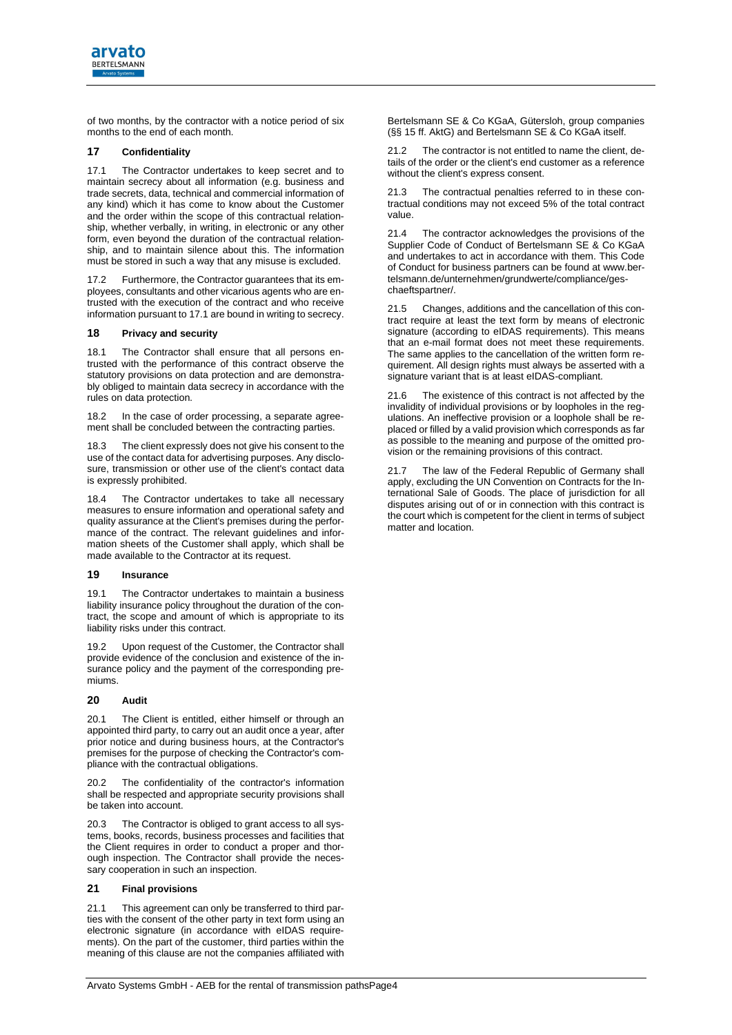of two months, by the contractor with a notice period of six months to the end of each month.

## 17 Confidentiality

17.1 The Contractor undertakes to keep secret and to maintain secrecy about all information (e.g. business and trade secrets, data, technical and commercial information of any kind) which it has come to know about the Customer and the order within the scope of this contractual relationship, whether verbally, in writing, in electronic or any other form, even beyond the duration of the contractual relationship, and to maintain silence about this. The information must be stored in such a way that any misuse is excluded.

17.2 Furthermore, the Contractor guarantees that its employees, consultants and other vicarious agents who are entrusted with the execution of the contract and who receive information pursuant to 17.1 are bound in writing to secrecy.

## 18 Privacy and security

18.1 The Contractor shall ensure that all persons entrusted with the performance of this contract observe the statutory provisions on data protection and are demonstrably obliged to maintain data secrecy in accordance with the rules on data protection.

18.2 In the case of order processing, a separate agreement shall be concluded between the contracting parties.

18.3 The client expressly does not give his consent to the use of the contact data for advertising purposes. Any disclosure, transmission or other use of the client's contact data is expressly prohibited.

18.4 The Contractor undertakes to take all necessary measures to ensure information and operational safety and quality assurance at the Client's premises during the performance of the contract. The relevant guidelines and information sheets of the Customer shall apply, which shall be made available to the Contractor at its request.

## 19 Insurance

19.1 The Contractor undertakes to maintain a business liability insurance policy throughout the duration of the contract, the scope and amount of which is appropriate to its liability risks under this contract.

19.2 Upon request of the Customer, the Contractor shall provide evidence of the conclusion and existence of the insurance policy and the payment of the corresponding premiums.

## 20 Audit

20.1 The Client is entitled, either himself or through an appointed third party, to carry out an audit once a year, after prior notice and during business hours, at the Contractor's premises for the purpose of checking the Contractor's compliance with the contractual obligations.

20.2 The confidentiality of the contractor's information shall be respected and appropriate security provisions shall be taken into account.

20.3 The Contractor is obliged to grant access to all systems, books, records, business processes and facilities that the Client requires in order to conduct a proper and thorough inspection. The Contractor shall provide the necessary cooperation in such an inspection.

## 21 Final provisions

21.1 This agreement can only be transferred to third parties with the consent of the other party in text form using an electronic signature (in accordance with eIDAS requirements). On the part of the customer, third parties within the meaning of this clause are not the companies affiliated with Bertelsmann SE & Co KGaA, Gütersloh, group companies (§§ 15 ff. AktG) and Bertelsmann SE & Co KGaA itself.

21.2 The contractor is not entitled to name the client, details of the order or the client's end customer as a reference without the client's express consent.

21.3 The contractual penalties referred to in these contractual conditions may not exceed 5% of the total contract value.

21.4 The contractor acknowledges the provisions of the Supplier Code of Conduct of Bertelsmann SE & Co KGaA and undertakes to act in accordance with them. This Code of Conduct for business partners can be found at www.bertelsmann.de/unternehmen/grundwerte/compliance/geschaeftspartner/.

21.5 Changes, additions and the cancellation of this contract require at least the text form by means of electronic signature (according to eIDAS requirements). This means that an e-mail format does not meet these requirements. The same applies to the cancellation of the written form requirement. All design rights must always be asserted with a signature variant that is at least eIDAS-compliant.

21.6 The existence of this contract is not affected by the invalidity of individual provisions or by loopholes in the regulations. An ineffective provision or a loophole shall be replaced or filled by a valid provision which corresponds as far as possible to the meaning and purpose of the omitted provision or the remaining provisions of this contract.

21.7 The law of the Federal Republic of Germany shall apply, excluding the UN Convention on Contracts for the International Sale of Goods. The place of jurisdiction for all disputes arising out of or in connection with this contract is the court which is competent for the client in terms of subject matter and location.